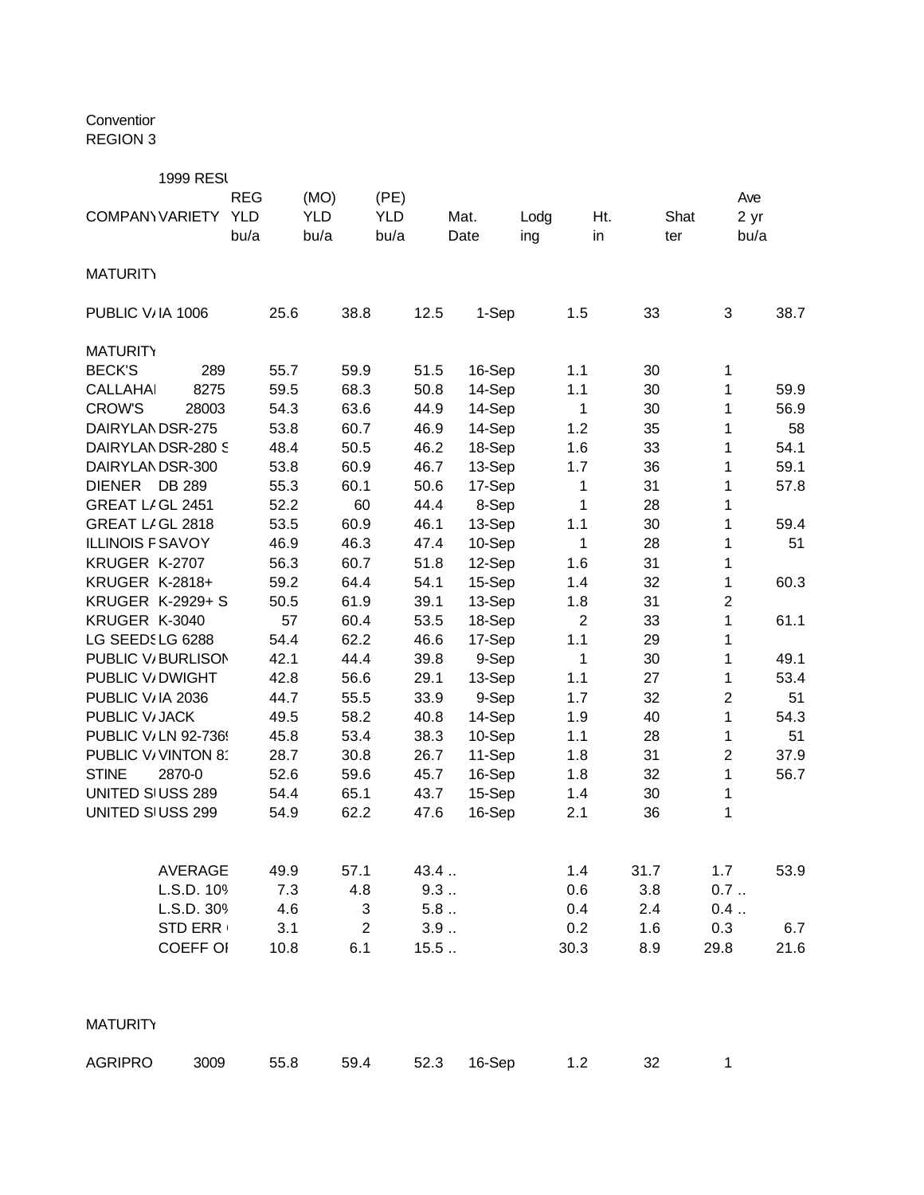Convention
REGION 3

1999 RESU

| COMPANY | VARIETY | REG YLD bu/a | (MO) YLD bu/a | (PE) YLD bu/a | Mat. Date | Lodging | Ht. in | Shatter | Ave 2 yr bu/a |
|---|---|---|---|---|---|---|---|---|---|
| MATURITY | | | | | | | | | |
| PUBLIC V/ | IA 1006 | 25.6 | 38.8 | 12.5 | 1-Sep | 1.5 | 33 | 3 | 38.7 |
| MATURITY | | | | | | | | | |
| BECK'S | 289 | 55.7 | 59.9 | 51.5 | 16-Sep | 1.1 | 30 | 1 | |
| CALLAHAI | 8275 | 59.5 | 68.3 | 50.8 | 14-Sep | 1.1 | 30 | 1 | 59.9 |
| CROW'S | 28003 | 54.3 | 63.6 | 44.9 | 14-Sep | 1 | 30 | 1 | 56.9 |
| DAIRYLAN | DSR-275 | 53.8 | 60.7 | 46.9 | 14-Sep | 1.2 | 35 | 1 | 58 |
| DAIRYLAN | DSR-280 S | 48.4 | 50.5 | 46.2 | 18-Sep | 1.6 | 33 | 1 | 54.1 |
| DAIRYLAN | DSR-300 | 53.8 | 60.9 | 46.7 | 13-Sep | 1.7 | 36 | 1 | 59.1 |
| DIENER | DB 289 | 55.3 | 60.1 | 50.6 | 17-Sep | 1 | 31 | 1 | 57.8 |
| GREAT L/ | GL 2451 | 52.2 | 60 | 44.4 | 8-Sep | 1 | 28 | 1 | |
| GREAT L/ | GL 2818 | 53.5 | 60.9 | 46.1 | 13-Sep | 1.1 | 30 | 1 | 59.4 |
| ILLINOIS F | SAVOY | 46.9 | 46.3 | 47.4 | 10-Sep | 1 | 28 | 1 | 51 |
| KRUGER | K-2707 | 56.3 | 60.7 | 51.8 | 12-Sep | 1.6 | 31 | 1 | |
| KRUGER | K-2818+ | 59.2 | 64.4 | 54.1 | 15-Sep | 1.4 | 32 | 1 | 60.3 |
| KRUGER | K-2929+ S | 50.5 | 61.9 | 39.1 | 13-Sep | 1.8 | 31 | 2 | |
| KRUGER | K-3040 | 57 | 60.4 | 53.5 | 18-Sep | 2 | 33 | 1 | 61.1 |
| LG SEEDS | LG 6288 | 54.4 | 62.2 | 46.6 | 17-Sep | 1.1 | 29 | 1 | |
| PUBLIC V/ | BURLISON | 42.1 | 44.4 | 39.8 | 9-Sep | 1 | 30 | 1 | 49.1 |
| PUBLIC V/ | DWIGHT | 42.8 | 56.6 | 29.1 | 13-Sep | 1.1 | 27 | 1 | 53.4 |
| PUBLIC V/ | IA 2036 | 44.7 | 55.5 | 33.9 | 9-Sep | 1.7 | 32 | 2 | 51 |
| PUBLIC V/ | JACK | 49.5 | 58.2 | 40.8 | 14-Sep | 1.9 | 40 | 1 | 54.3 |
| PUBLIC V/ | LN 92-736 | 45.8 | 53.4 | 38.3 | 10-Sep | 1.1 | 28 | 1 | 51 |
| PUBLIC V/ | VINTON 8 | 28.7 | 30.8 | 26.7 | 11-Sep | 1.8 | 31 | 2 | 37.9 |
| STINE | 2870-0 | 52.6 | 59.6 | 45.7 | 16-Sep | 1.8 | 32 | 1 | 56.7 |
| UNITED S | USS 289 | 54.4 | 65.1 | 43.7 | 15-Sep | 1.4 | 30 | 1 | |
| UNITED S | USS 299 | 54.9 | 62.2 | 47.6 | 16-Sep | 2.1 | 36 | 1 | |
| | AVERAGE | 49.9 | 57.1 | 43.4 .. | | 1.4 | 31.7 | 1.7 | 53.9 |
| | L.S.D. 10% | 7.3 | 4.8 | 9.3 .. | | 0.6 | 3.8 | 0.7 .. | |
| | L.S.D. 30% | 4.6 | 3 | 5.8 .. | | 0.4 | 2.4 | 0.4 .. | |
| | STD ERR | 3.1 | 2 | 3.9 .. | | 0.2 | 1.6 | 0.3 | 6.7 |
| | COEFF OI | 10.8 | 6.1 | 15.5 .. | | 30.3 | 8.9 | 29.8 | 21.6 |
| MATURITY | | | | | | | | | |
| AGRIPRO | 3009 | 55.8 | 59.4 | 52.3 | 16-Sep | 1.2 | 32 | 1 | |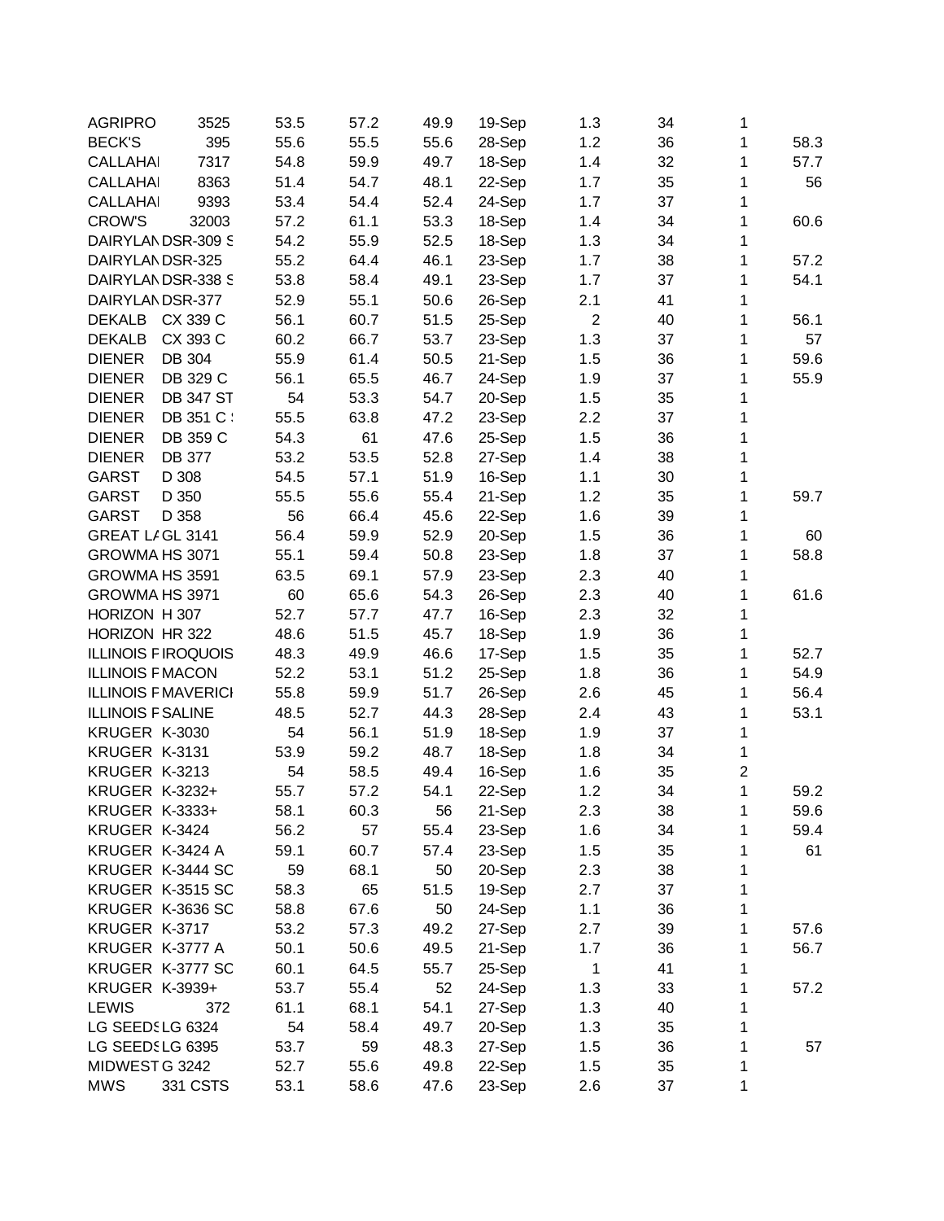| | | | | | | | | | |
|---|---|---|---|---|---|---|---|---|---|
| AGRIPRO | 3525 | 53.5 | 57.2 | 49.9 | 19-Sep | 1.3 | 34 | 1 | |
| BECK'S | 395 | 55.6 | 55.5 | 55.6 | 28-Sep | 1.2 | 36 | 1 | 58.3 |
| CALLAHAI | 7317 | 54.8 | 59.9 | 49.7 | 18-Sep | 1.4 | 32 | 1 | 57.7 |
| CALLAHAI | 8363 | 51.4 | 54.7 | 48.1 | 22-Sep | 1.7 | 35 | 1 | 56 |
| CALLAHAI | 9393 | 53.4 | 54.4 | 52.4 | 24-Sep | 1.7 | 37 | 1 | |
| CROW'S | 32003 | 57.2 | 61.1 | 53.3 | 18-Sep | 1.4 | 34 | 1 | 60.6 |
| DAIRYLAN | DSR-309 S | 54.2 | 55.9 | 52.5 | 18-Sep | 1.3 | 34 | 1 | |
| DAIRYLAN | DSR-325 | 55.2 | 64.4 | 46.1 | 23-Sep | 1.7 | 38 | 1 | 57.2 |
| DAIRYLAN | DSR-338 S | 53.8 | 58.4 | 49.1 | 23-Sep | 1.7 | 37 | 1 | 54.1 |
| DAIRYLAN | DSR-377 | 52.9 | 55.1 | 50.6 | 26-Sep | 2.1 | 41 | 1 | |
| DEKALB | CX 339 C | 56.1 | 60.7 | 51.5 | 25-Sep | 2 | 40 | 1 | 56.1 |
| DEKALB | CX 393 C | 60.2 | 66.7 | 53.7 | 23-Sep | 1.3 | 37 | 1 | 57 |
| DIENER | DB 304 | 55.9 | 61.4 | 50.5 | 21-Sep | 1.5 | 36 | 1 | 59.6 |
| DIENER | DB 329 C | 56.1 | 65.5 | 46.7 | 24-Sep | 1.9 | 37 | 1 | 55.9 |
| DIENER | DB 347 ST | 54 | 53.3 | 54.7 | 20-Sep | 1.5 | 35 | 1 | |
| DIENER | DB 351 C | 55.5 | 63.8 | 47.2 | 23-Sep | 2.2 | 37 | 1 | |
| DIENER | DB 359 C | 54.3 | 61 | 47.6 | 25-Sep | 1.5 | 36 | 1 | |
| DIENER | DB 377 | 53.2 | 53.5 | 52.8 | 27-Sep | 1.4 | 38 | 1 | |
| GARST | D 308 | 54.5 | 57.1 | 51.9 | 16-Sep | 1.1 | 30 | 1 | |
| GARST | D 350 | 55.5 | 55.6 | 55.4 | 21-Sep | 1.2 | 35 | 1 | 59.7 |
| GARST | D 358 | 56 | 66.4 | 45.6 | 22-Sep | 1.6 | 39 | 1 | |
| GREAT LA | GL 3141 | 56.4 | 59.9 | 52.9 | 20-Sep | 1.5 | 36 | 1 | 60 |
| GROWMA | HS 3071 | 55.1 | 59.4 | 50.8 | 23-Sep | 1.8 | 37 | 1 | 58.8 |
| GROWMA | HS 3591 | 63.5 | 69.1 | 57.9 | 23-Sep | 2.3 | 40 | 1 | |
| GROWMA | HS 3971 | 60 | 65.6 | 54.3 | 26-Sep | 2.3 | 40 | 1 | 61.6 |
| HORIZON | H 307 | 52.7 | 57.7 | 47.7 | 16-Sep | 2.3 | 32 | 1 | |
| HORIZON | HR 322 | 48.6 | 51.5 | 45.7 | 18-Sep | 1.9 | 36 | 1 | |
| ILLINOIS F | IROQUOIS | 48.3 | 49.9 | 46.6 | 17-Sep | 1.5 | 35 | 1 | 52.7 |
| ILLINOIS F | MACON | 52.2 | 53.1 | 51.2 | 25-Sep | 1.8 | 36 | 1 | 54.9 |
| ILLINOIS F | MAVERICI | 55.8 | 59.9 | 51.7 | 26-Sep | 2.6 | 45 | 1 | 56.4 |
| ILLINOIS F | SALINE | 48.5 | 52.7 | 44.3 | 28-Sep | 2.4 | 43 | 1 | 53.1 |
| KRUGER | K-3030 | 54 | 56.1 | 51.9 | 18-Sep | 1.9 | 37 | 1 | |
| KRUGER | K-3131 | 53.9 | 59.2 | 48.7 | 18-Sep | 1.8 | 34 | 1 | |
| KRUGER | K-3213 | 54 | 58.5 | 49.4 | 16-Sep | 1.6 | 35 | 2 | |
| KRUGER | K-3232+ | 55.7 | 57.2 | 54.1 | 22-Sep | 1.2 | 34 | 1 | 59.2 |
| KRUGER | K-3333+ | 58.1 | 60.3 | 56 | 21-Sep | 2.3 | 38 | 1 | 59.6 |
| KRUGER | K-3424 | 56.2 | 57 | 55.4 | 23-Sep | 1.6 | 34 | 1 | 59.4 |
| KRUGER | K-3424 A | 59.1 | 60.7 | 57.4 | 23-Sep | 1.5 | 35 | 1 | 61 |
| KRUGER | K-3444 SC | 59 | 68.1 | 50 | 20-Sep | 2.3 | 38 | 1 | |
| KRUGER | K-3515 SC | 58.3 | 65 | 51.5 | 19-Sep | 2.7 | 37 | 1 | |
| KRUGER | K-3636 SC | 58.8 | 67.6 | 50 | 24-Sep | 1.1 | 36 | 1 | |
| KRUGER | K-3717 | 53.2 | 57.3 | 49.2 | 27-Sep | 2.7 | 39 | 1 | 57.6 |
| KRUGER | K-3777 A | 50.1 | 50.6 | 49.5 | 21-Sep | 1.7 | 36 | 1 | 56.7 |
| KRUGER | K-3777 SC | 60.1 | 64.5 | 55.7 | 25-Sep | 1 | 41 | 1 | |
| KRUGER | K-3939+ | 53.7 | 55.4 | 52 | 24-Sep | 1.3 | 33 | 1 | 57.2 |
| LEWIS | 372 | 61.1 | 68.1 | 54.1 | 27-Sep | 1.3 | 40 | 1 | |
| LG SEEDS | LG 6324 | 54 | 58.4 | 49.7 | 20-Sep | 1.3 | 35 | 1 | |
| LG SEEDS | LG 6395 | 53.7 | 59 | 48.3 | 27-Sep | 1.5 | 36 | 1 | 57 |
| MIDWEST | G 3242 | 52.7 | 55.6 | 49.8 | 22-Sep | 1.5 | 35 | 1 | |
| MWS | 331 CSTS | 53.1 | 58.6 | 47.6 | 23-Sep | 2.6 | 37 | 1 | |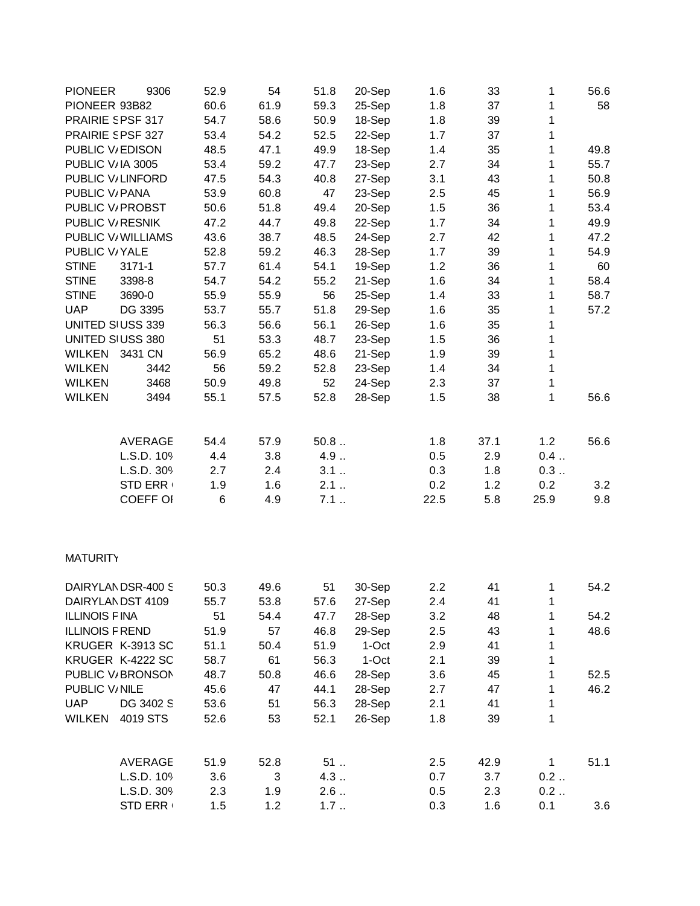| | | | | | | | | | |
|---|---|---|---|---|---|---|---|---|---|
| PIONEER | 9306 | 52.9 | 54 | 51.8 | 20-Sep | 1.6 | 33 | 1 | 56.6 |
| PIONEER | 93B82 | 60.6 | 61.9 | 59.3 | 25-Sep | 1.8 | 37 | 1 | 58 |
| PRAIRIE S | PSF 317 | 54.7 | 58.6 | 50.9 | 18-Sep | 1.8 | 39 | 1 | |
| PRAIRIE S | PSF 327 | 53.4 | 54.2 | 52.5 | 22-Sep | 1.7 | 37 | 1 | |
| PUBLIC V/ | EDISON | 48.5 | 47.1 | 49.9 | 18-Sep | 1.4 | 35 | 1 | 49.8 |
| PUBLIC V/ | IA 3005 | 53.4 | 59.2 | 47.7 | 23-Sep | 2.7 | 34 | 1 | 55.7 |
| PUBLIC V/ | LINFORD | 47.5 | 54.3 | 40.8 | 27-Sep | 3.1 | 43 | 1 | 50.8 |
| PUBLIC V/ | PANA | 53.9 | 60.8 | 47 | 23-Sep | 2.5 | 45 | 1 | 56.9 |
| PUBLIC V/ | PROBST | 50.6 | 51.8 | 49.4 | 20-Sep | 1.5 | 36 | 1 | 53.4 |
| PUBLIC V/ | RESNIK | 47.2 | 44.7 | 49.8 | 22-Sep | 1.7 | 34 | 1 | 49.9 |
| PUBLIC V/ | WILLIAMS | 43.6 | 38.7 | 48.5 | 24-Sep | 2.7 | 42 | 1 | 47.2 |
| PUBLIC V/ | YALE | 52.8 | 59.2 | 46.3 | 28-Sep | 1.7 | 39 | 1 | 54.9 |
| STINE | 3171-1 | 57.7 | 61.4 | 54.1 | 19-Sep | 1.2 | 36 | 1 | 60 |
| STINE | 3398-8 | 54.7 | 54.2 | 55.2 | 21-Sep | 1.6 | 34 | 1 | 58.4 |
| STINE | 3690-0 | 55.9 | 55.9 | 56 | 25-Sep | 1.4 | 33 | 1 | 58.7 |
| UAP | DG 3395 | 53.7 | 55.7 | 51.8 | 29-Sep | 1.6 | 35 | 1 | 57.2 |
| UNITED S | USS 339 | 56.3 | 56.6 | 56.1 | 26-Sep | 1.6 | 35 | 1 | |
| UNITED S | USS 380 | 51 | 53.3 | 48.7 | 23-Sep | 1.5 | 36 | 1 | |
| WILKEN | 3431 CN | 56.9 | 65.2 | 48.6 | 21-Sep | 1.9 | 39 | 1 | |
| WILKEN | 3442 | 56 | 59.2 | 52.8 | 23-Sep | 1.4 | 34 | 1 | |
| WILKEN | 3468 | 50.9 | 49.8 | 52 | 24-Sep | 2.3 | 37 | 1 | |
| WILKEN | 3494 | 55.1 | 57.5 | 52.8 | 28-Sep | 1.5 | 38 | 1 | 56.6 |
| | | | | | | | | | |
| | AVERAGE | 54.4 | 57.9 | 50.8 .. | | 1.8 | 37.1 | 1.2 | 56.6 |
| | L.S.D. 10% | 4.4 | 3.8 | 4.9 .. | | 0.5 | 2.9 | 0.4 .. | |
| | L.S.D. 30% | 2.7 | 2.4 | 3.1 .. | | 0.3 | 1.8 | 0.3 .. | |
| | STD ERR | 1.9 | 1.6 | 2.1 .. | | 0.2 | 1.2 | 0.2 | 3.2 |
| | COEFF OF | 6 | 4.9 | 7.1 .. | | 22.5 | 5.8 | 25.9 | 9.8 |

MATURITY

| | | | | | | | | | |
|---|---|---|---|---|---|---|---|---|---|
| DAIRYLAN | DSR-400 S | 50.3 | 49.6 | 51 | 30-Sep | 2.2 | 41 | 1 | 54.2 |
| DAIRYLAN | DST 4109 | 55.7 | 53.8 | 57.6 | 27-Sep | 2.4 | 41 | 1 | |
| ILLINOIS F | INA | 51 | 54.4 | 47.7 | 28-Sep | 3.2 | 48 | 1 | 54.2 |
| ILLINOIS F | REND | 51.9 | 57 | 46.8 | 29-Sep | 2.5 | 43 | 1 | 48.6 |
| KRUGER | K-3913 SC | 51.1 | 50.4 | 51.9 | 1-Oct | 2.9 | 41 | 1 | |
| KRUGER | K-4222 SC | 58.7 | 61 | 56.3 | 1-Oct | 2.1 | 39 | 1 | |
| PUBLIC V/ | BRONSON | 48.7 | 50.8 | 46.6 | 28-Sep | 3.6 | 45 | 1 | 52.5 |
| PUBLIC V/ | NILE | 45.6 | 47 | 44.1 | 28-Sep | 2.7 | 47 | 1 | 46.2 |
| UAP | DG 3402 S | 53.6 | 51 | 56.3 | 28-Sep | 2.1 | 41 | 1 | |
| WILKEN | 4019 STS | 52.6 | 53 | 52.1 | 26-Sep | 1.8 | 39 | 1 | |
| | | | | | | | | | |
| | AVERAGE | 51.9 | 52.8 | 51 .. | | 2.5 | 42.9 | 1 | 51.1 |
| | L.S.D. 10% | 3.6 | 3 | 4.3 .. | | 0.7 | 3.7 | 0.2 .. | |
| | L.S.D. 30% | 2.3 | 1.9 | 2.6 .. | | 0.5 | 2.3 | 0.2 .. | |
| | STD ERR | 1.5 | 1.2 | 1.7 .. | | 0.3 | 1.6 | 0.1 | 3.6 |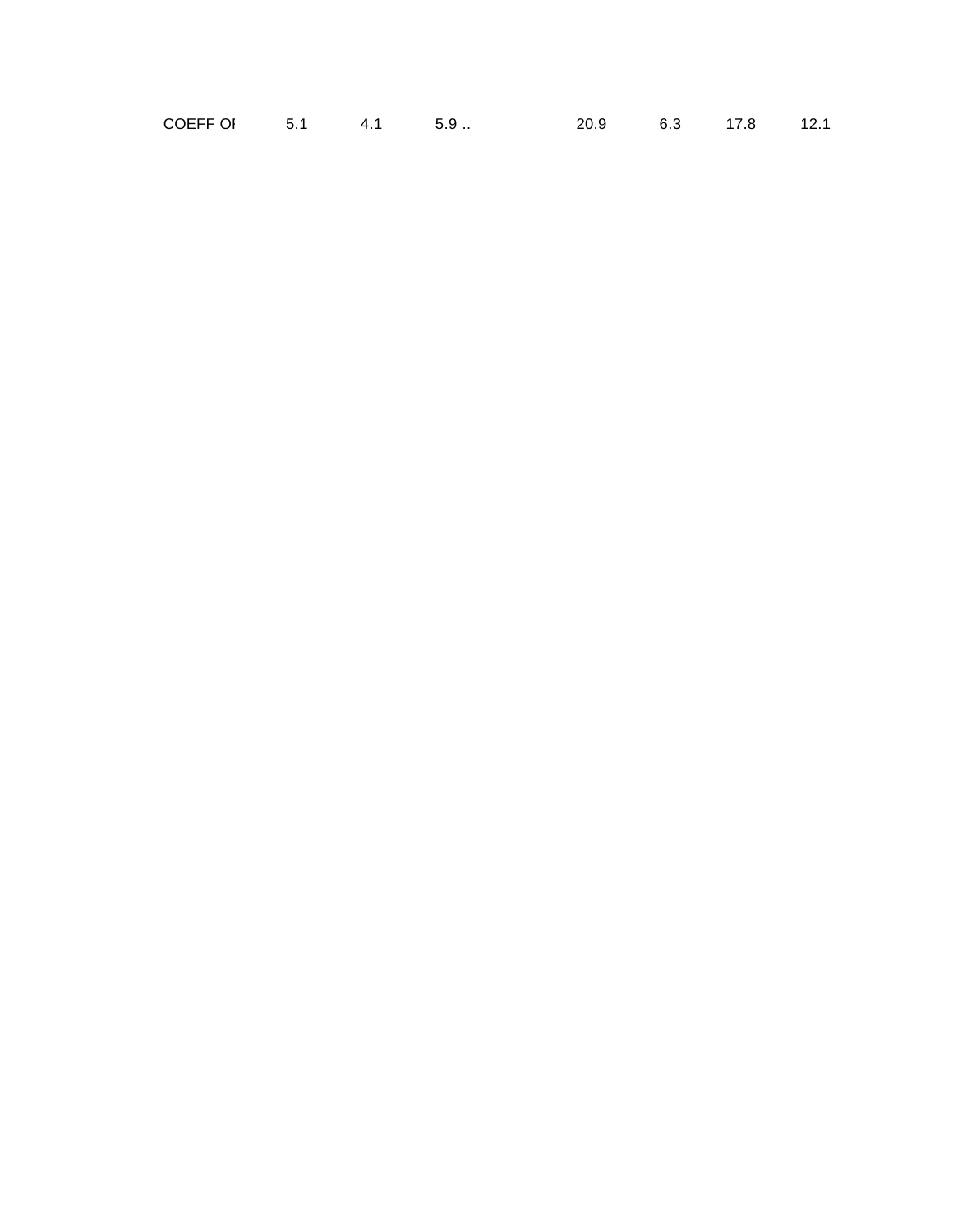| COEFF OF | 5.1 | 4.1 | 5.9 .. | | 20.9 | 6.3 | 17.8 | 12.1 |
|---|---|---|---|---|---|---|---|---|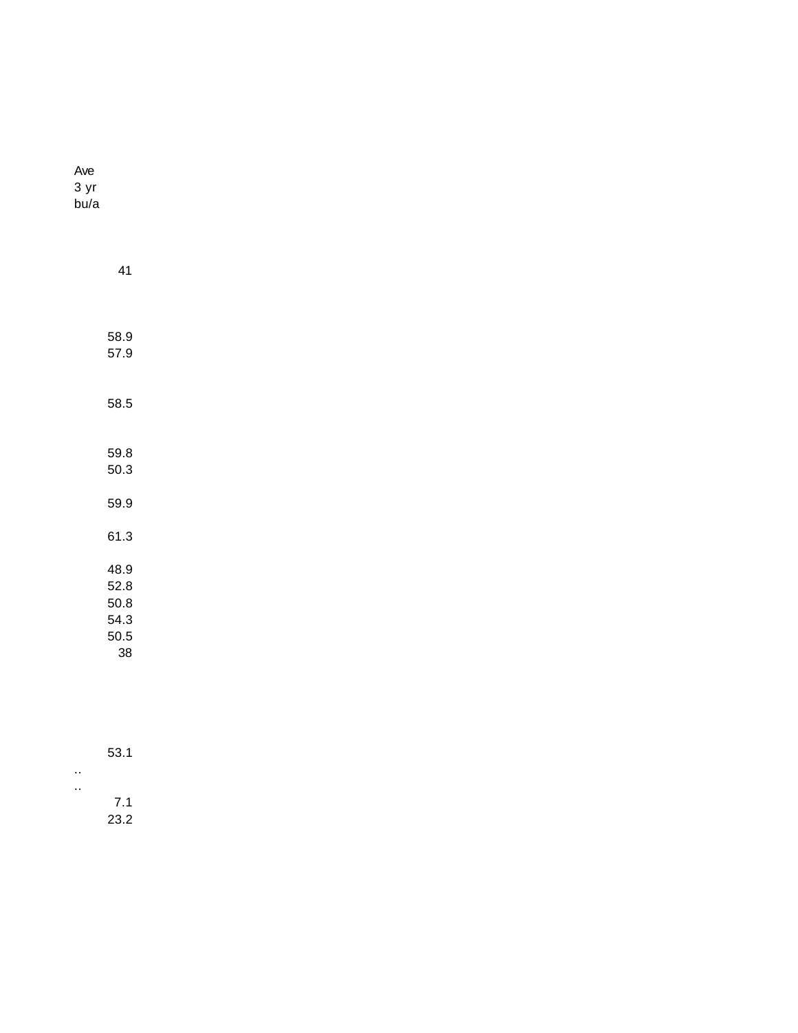| Ave 3 yr bu/a |
|---|
| |
| 41 |
| |
| |
| 58.9 |
| 57.9 |
| |
| 58.5 |
| |
| 59.8 |
| 50.3 |
| |
| 59.9 |
| |
| 61.3 |
| |
| 48.9 |
| 52.8 |
| 50.8 |
| 54.3 |
| 50.5 |
| 38 |
| |
| |
| |
| |
| 53.1 |
| .. |
| .. |
| 7.1 |
| 23.2 |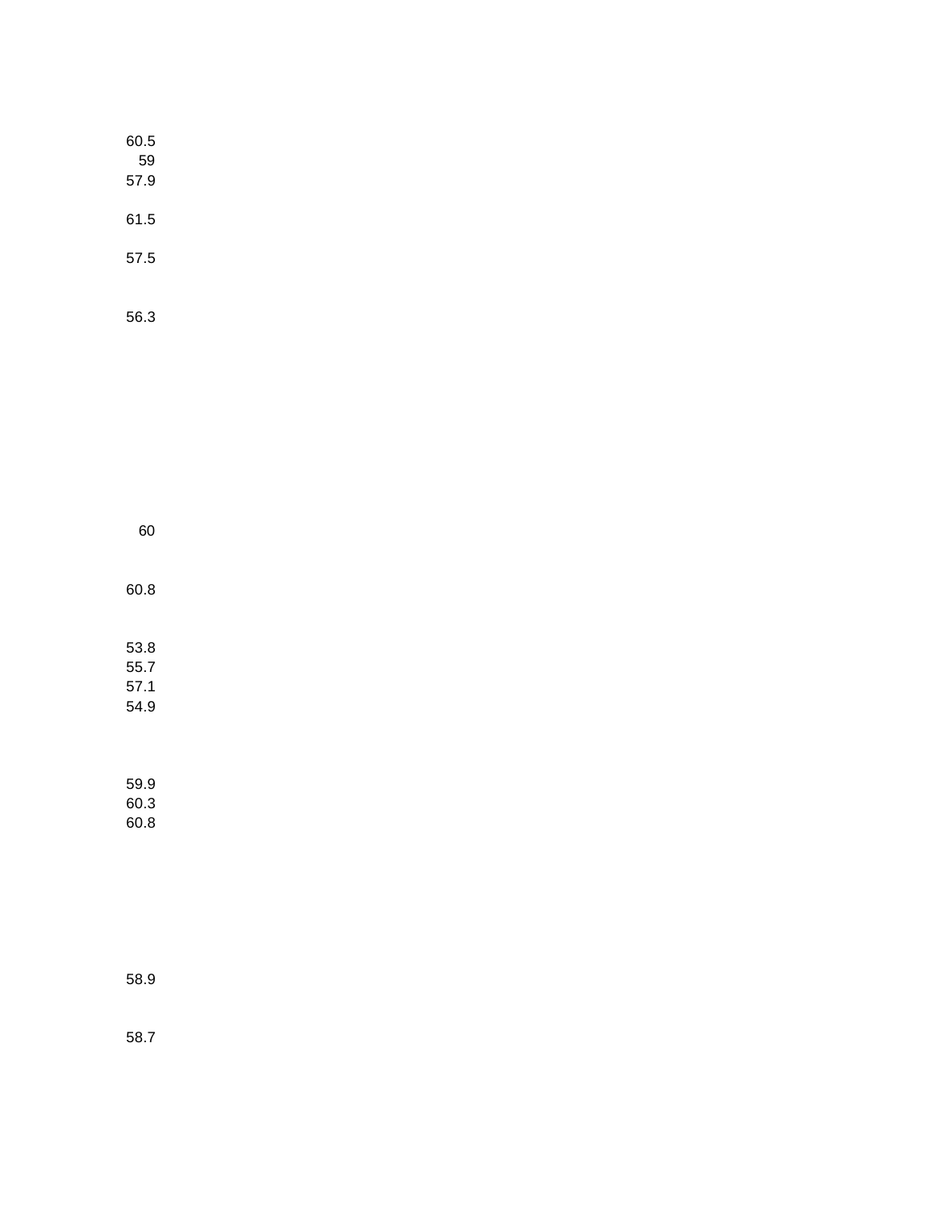60.5
59
57.9

61.5

57.5

56.3

60

60.8

53.8
55.7
57.1
54.9

59.9
60.3
60.8

58.9

58.7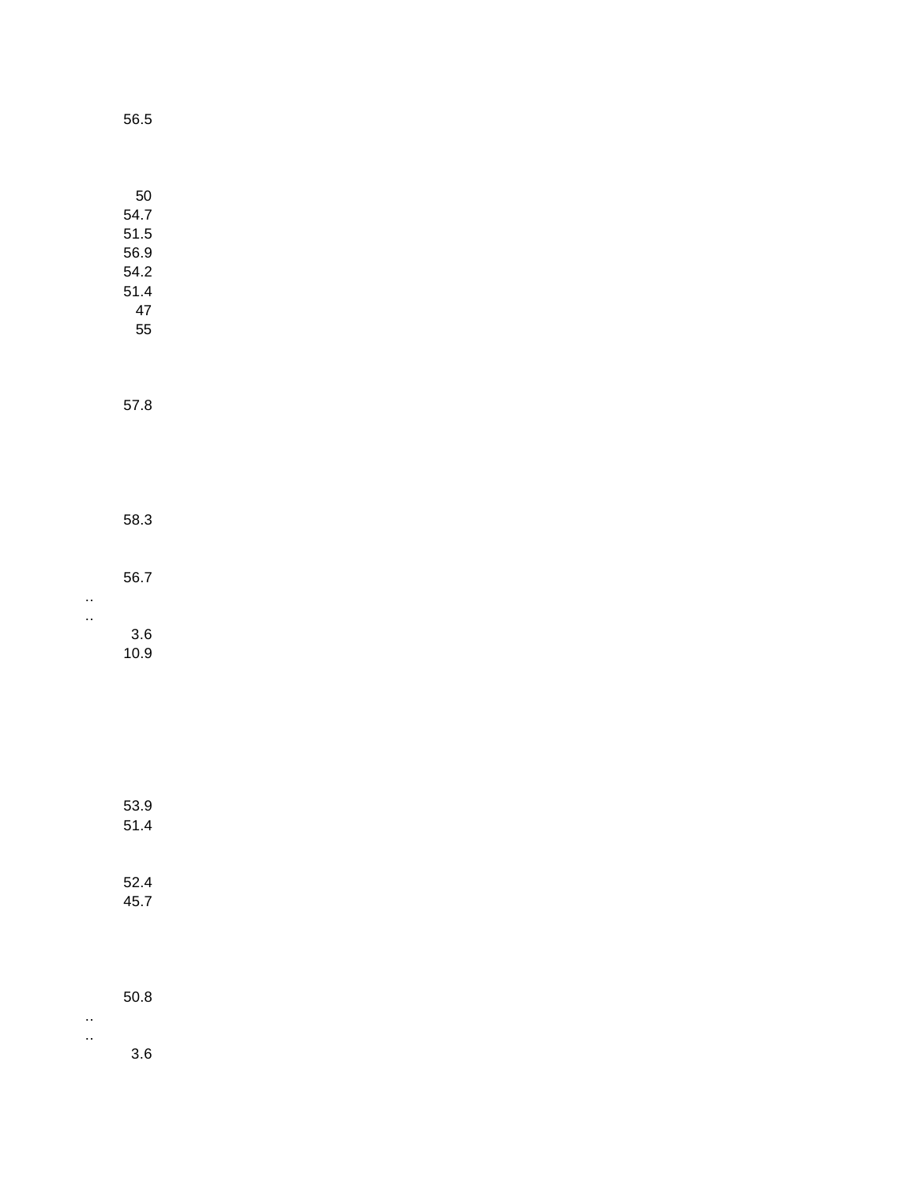56.5

50
54.7
51.5
56.9
54.2
51.4
47
55

57.8

58.3

56.7
..
..
3.6
10.9

53.9
51.4

52.4
45.7

50.8
..
..
3.6